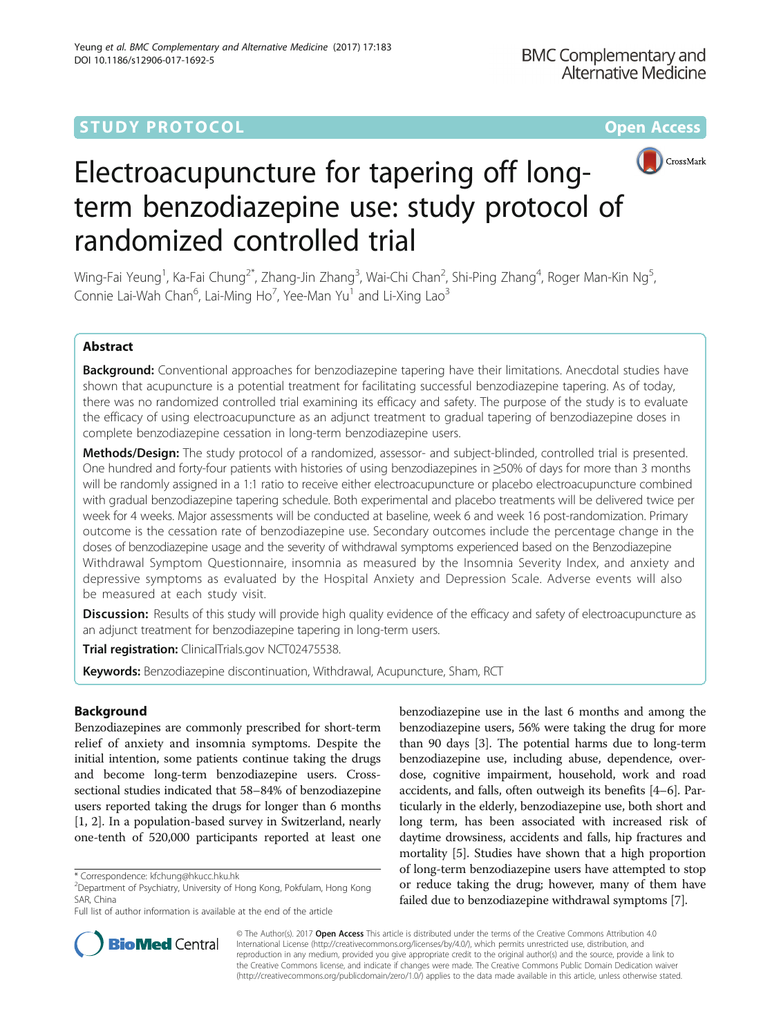STUDY PROTOCOL Open Access

# Electroacupuncture for tapering off long-term benzodiazepine use: study protocol of randomized controlled trial

Wing-Fai Yeung[1], Ka-Fai Chung[2*], Zhang-Jin Zhang[3], Wai-Chi Chan[2], Shi-Ping Zhang[4], Roger Man-Kin Ng[5], Connie Lai-Wah Chan[6], Lai-Ming Ho[7], Yee-Man Yu[1] and Li-Xing Lao[3]

## Abstract

**Background:** Conventional approaches for benzodiazepine tapering have their limitations. Anecdotal studies have shown that acupuncture is a potential treatment for facilitating successful benzodiazepine tapering. As of today, there was no randomized controlled trial examining its efficacy and safety. The purpose of the study is to evaluate the efficacy of using electroacupuncture as an adjunct treatment to gradual tapering of benzodiazepine doses in complete benzodiazepine cessation in long-term benzodiazepine users.

**Methods/Design:** The study protocol of a randomized, assessor- and subject-blinded, controlled trial is presented. One hundred and forty-four patients with histories of using benzodiazepines in ≥50% of days for more than 3 months will be randomly assigned in a 1:1 ratio to receive either electroacupuncture or placebo electroacupuncture combined with gradual benzodiazepine tapering schedule. Both experimental and placebo treatments will be delivered twice per week for 4 weeks. Major assessments will be conducted at baseline, week 6 and week 16 post-randomization. Primary outcome is the cessation rate of benzodiazepine use. Secondary outcomes include the percentage change in the doses of benzodiazepine usage and the severity of withdrawal symptoms experienced based on the Benzodiazepine Withdrawal Symptom Questionnaire, insomnia as measured by the Insomnia Severity Index, and anxiety and depressive symptoms as evaluated by the Hospital Anxiety and Depression Scale. Adverse events will also be measured at each study visit.

**Discussion:** Results of this study will provide high quality evidence of the efficacy and safety of electroacupuncture as an adjunct treatment for benzodiazepine tapering in long-term users.

**Trial registration:** ClinicalTrials.gov NCT02475538.

**Keywords:** Benzodiazepine discontinuation, Withdrawal, Acupuncture, Sham, RCT

## Background

Benzodiazepines are commonly prescribed for short-term relief of anxiety and insomnia symptoms. Despite the initial intention, some patients continue taking the drugs and become long-term benzodiazepine users. Cross-sectional studies indicated that 58–84% of benzodiazepine users reported taking the drugs for longer than 6 months [1, 2]. In a population-based survey in Switzerland, nearly one-tenth of 520,000 participants reported at least one benzodiazepine use in the last 6 months and among the benzodiazepine users, 56% were taking the drug for more than 90 days [3]. The potential harms due to long-term benzodiazepine use, including abuse, dependence, overdose, cognitive impairment, household, work and road accidents, and falls, often outweigh its benefits [4–6]. Particularly in the elderly, benzodiazepine use, both short and long term, has been associated with increased risk of daytime drowsiness, accidents and falls, hip fractures and mortality [5]. Studies have shown that a high proportion of long-term benzodiazepine users have attempted to stop or reduce taking the drug; however, many of them have failed due to benzodiazepine withdrawal symptoms [7].

\* Correspondence: kfchung@hkucc.hku.hk
[2]Department of Psychiatry, University of Hong Kong, Pokfulam, Hong Kong SAR, China
Full list of author information is available at the end of the article

© The Author(s). 2017 **Open Access** This article is distributed under the terms of the Creative Commons Attribution 4.0 International License (http://creativecommons.org/licenses/by/4.0/), which permits unrestricted use, distribution, and reproduction in any medium, provided you give appropriate credit to the original author(s) and the source, provide a link to the Creative Commons license, and indicate if changes were made. The Creative Commons Public Domain Dedication waiver (http://creativecommons.org/publicdomain/zero/1.0/) applies to the data made available in this article, unless otherwise stated.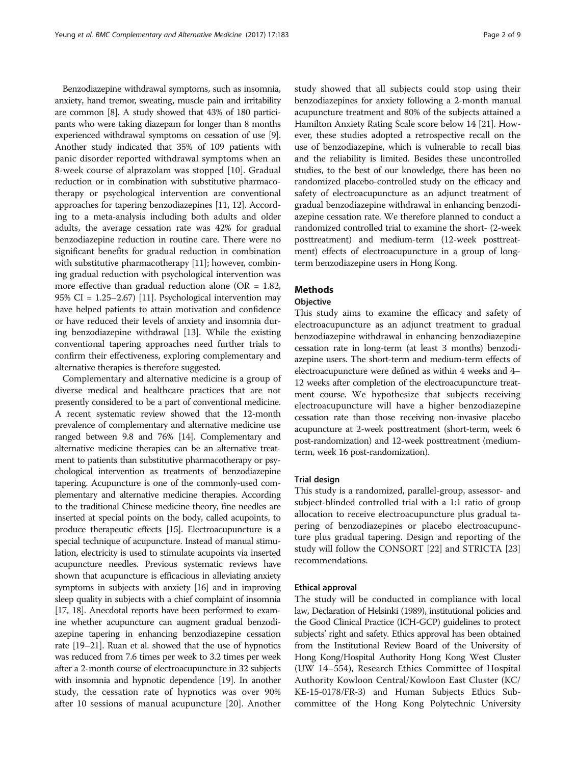Benzodiazepine withdrawal symptoms, such as insomnia, anxiety, hand tremor, sweating, muscle pain and irritability are common [8]. A study showed that 43% of 180 participants who were taking diazepam for longer than 8 months experienced withdrawal symptoms on cessation of use [9]. Another study indicated that 35% of 109 patients with panic disorder reported withdrawal symptoms when an 8-week course of alprazolam was stopped [10]. Gradual reduction or in combination with substitutive pharmacotherapy or psychological intervention are conventional approaches for tapering benzodiazepines [11, 12]. According to a meta-analysis including both adults and older adults, the average cessation rate was 42% for gradual benzodiazepine reduction in routine care. There were no significant benefits for gradual reduction in combination with substitutive pharmacotherapy [11]; however, combining gradual reduction with psychological intervention was more effective than gradual reduction alone (OR = 1.82, 95% CI = 1.25–2.67) [11]. Psychological intervention may have helped patients to attain motivation and confidence or have reduced their levels of anxiety and insomnia during benzodiazepine withdrawal [13]. While the existing conventional tapering approaches need further trials to confirm their effectiveness, exploring complementary and alternative therapies is therefore suggested.

Complementary and alternative medicine is a group of diverse medical and healthcare practices that are not presently considered to be a part of conventional medicine. A recent systematic review showed that the 12-month prevalence of complementary and alternative medicine use ranged between 9.8 and 76% [14]. Complementary and alternative medicine therapies can be an alternative treatment to patients than substitutive pharmacotherapy or psychological intervention as treatments of benzodiazepine tapering. Acupuncture is one of the commonly-used complementary and alternative medicine therapies. According to the traditional Chinese medicine theory, fine needles are inserted at special points on the body, called acupoints, to produce therapeutic effects [15]. Electroacupuncture is a special technique of acupuncture. Instead of manual stimulation, electricity is used to stimulate acupoints via inserted acupuncture needles. Previous systematic reviews have shown that acupuncture is efficacious in alleviating anxiety symptoms in subjects with anxiety [16] and in improving sleep quality in subjects with a chief complaint of insomnia [17, 18]. Anecdotal reports have been performed to examine whether acupuncture can augment gradual benzodiazepine tapering in enhancing benzodiazepine cessation rate [19–21]. Ruan et al. showed that the use of hypnotics was reduced from 7.6 times per week to 3.2 times per week after a 2-month course of electroacupuncture in 32 subjects with insomnia and hypnotic dependence [19]. In another study, the cessation rate of hypnotics was over 90% after 10 sessions of manual acupuncture [20]. Another study showed that all subjects could stop using their benzodiazepines for anxiety following a 2-month manual acupuncture treatment and 80% of the subjects attained a Hamilton Anxiety Rating Scale score below 14 [21]. However, these studies adopted a retrospective recall on the use of benzodiazepine, which is vulnerable to recall bias and the reliability is limited. Besides these uncontrolled studies, to the best of our knowledge, there has been no randomized placebo-controlled study on the efficacy and safety of electroacupuncture as an adjunct treatment of gradual benzodiazepine withdrawal in enhancing benzodiazepine cessation rate. We therefore planned to conduct a randomized controlled trial to examine the short- (2-week posttreatment) and medium-term (12-week posttreatment) effects of electroacupuncture in a group of long-term benzodiazepine users in Hong Kong.

## Methods

### Objective

This study aims to examine the efficacy and safety of electroacupuncture as an adjunct treatment to gradual benzodiazepine withdrawal in enhancing benzodiazepine cessation rate in long-term (at least 3 months) benzodiazepine users. The short-term and medium-term effects of electroacupuncture were defined as within 4 weeks and 4–12 weeks after completion of the electroacupuncture treatment course. We hypothesize that subjects receiving electroacupuncture will have a higher benzodiazepine cessation rate than those receiving non-invasive placebo acupuncture at 2-week posttreatment (short-term, week 6 post-randomization) and 12-week posttreatment (medium-term, week 16 post-randomization).

### Trial design

This study is a randomized, parallel-group, assessor- and subject-blinded controlled trial with a 1:1 ratio of group allocation to receive electroacupuncture plus gradual tapering of benzodiazepines or placebo electroacupuncture plus gradual tapering. Design and reporting of the study will follow the CONSORT [22] and STRICTA [23] recommendations.

### Ethical approval

The study will be conducted in compliance with local law, Declaration of Helsinki (1989), institutional policies and the Good Clinical Practice (ICH-GCP) guidelines to protect subjects' right and safety. Ethics approval has been obtained from the Institutional Review Board of the University of Hong Kong/Hospital Authority Hong Kong West Cluster (UW 14–554), Research Ethics Committee of Hospital Authority Kowloon Central/Kowloon East Cluster (KC/KE-15-0178/FR-3) and Human Subjects Ethics Subcommittee of the Hong Kong Polytechnic University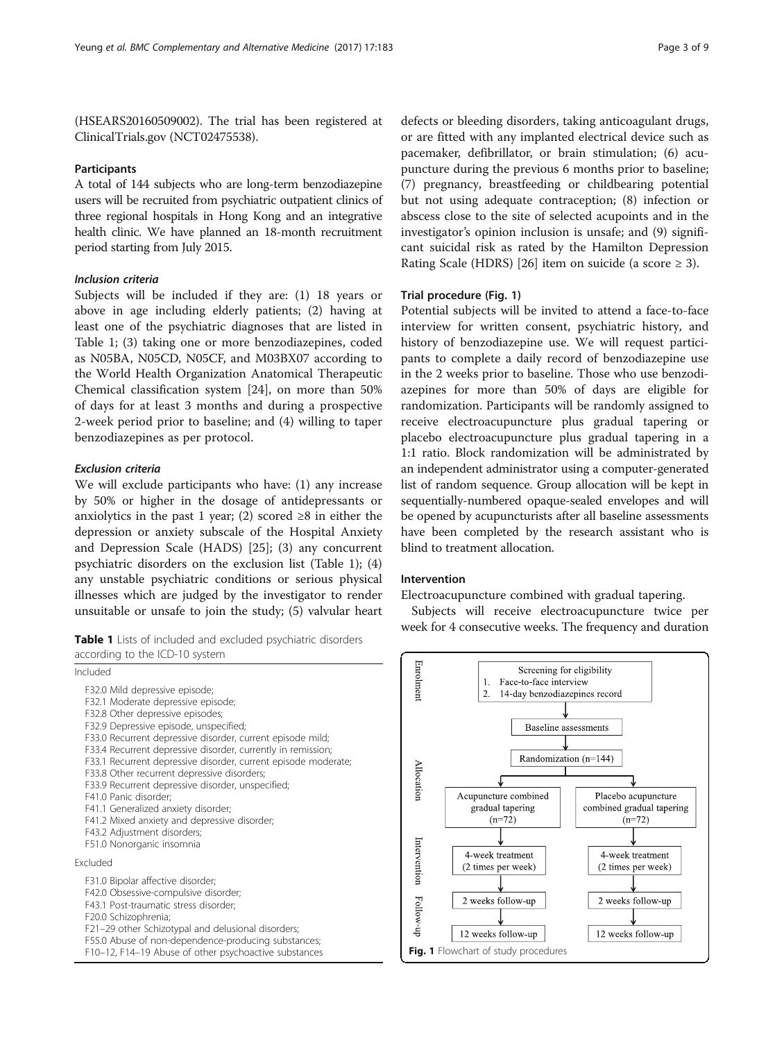(HSEARS20160509002). The trial has been registered at ClinicalTrials.gov (NCT02475538).

### Participants

A total of 144 subjects who are long-term benzodiazepine users will be recruited from psychiatric outpatient clinics of three regional hospitals in Hong Kong and an integrative health clinic. We have planned an 18-month recruitment period starting from July 2015.

#### *Inclusion criteria*

Subjects will be included if they are: (1) 18 years or above in age including elderly patients; (2) having at least one of the psychiatric diagnoses that are listed in Table 1; (3) taking one or more benzodiazepines, coded as N05BA, N05CD, N05CF, and M03BX07 according to the World Health Organization Anatomical Therapeutic Chemical classification system [24], on more than 50% of days for at least 3 months and during a prospective 2-week period prior to baseline; and (4) willing to taper benzodiazepines as per protocol.

#### *Exclusion criteria*

We will exclude participants who have: (1) any increase by 50% or higher in the dosage of antidepressants or anxiolytics in the past 1 year; (2) scored ≥8 in either the depression or anxiety subscale of the Hospital Anxiety and Depression Scale (HADS) [25]; (3) any concurrent psychiatric disorders on the exclusion list (Table 1); (4) any unstable psychiatric conditions or serious physical illnesses which are judged by the investigator to render unsuitable or unsafe to join the study; (5) valvular heart defects or bleeding disorders, taking anticoagulant drugs, or are fitted with any implanted electrical device such as pacemaker, defibrillator, or brain stimulation; (6) acupuncture during the previous 6 months prior to baseline; (7) pregnancy, breastfeeding or childbearing potential but not using adequate contraception; (8) infection or abscess close to the site of selected acupoints and in the investigator's opinion inclusion is unsafe; and (9) significant suicidal risk as rated by the Hamilton Depression Rating Scale (HDRS) [26] item on suicide (a score ≥ 3).

**Table 1** Lists of included and excluded psychiatric disorders according to the ICD-10 system

| Included |
|---|
| F32.0 Mild depressive episode; |
| F32.1 Moderate depressive episode; |
| F32.8 Other depressive episodes; |
| F32.9 Depressive episode, unspecified; |
| F33.0 Recurrent depressive disorder, current episode mild; |
| F33.4 Recurrent depressive disorder, currently in remission; |
| F33.1 Recurrent depressive disorder, current episode moderate; |
| F33.8 Other recurrent depressive disorders; |
| F33.9 Recurrent depressive disorder, unspecified; |
| F41.0 Panic disorder; |
| F41.1 Generalized anxiety disorder; |
| F41.2 Mixed anxiety and depressive disorder; |
| F43.2 Adjustment disorders; |
| F51.0 Nonorganic insomnia |
| **Excluded** |
| F31.0 Bipolar affective disorder; |
| F42.0 Obsessive-compulsive disorder; |
| F43.1 Post-traumatic stress disorder; |
| F20.0 Schizophrenia; |
| F21–29 other Schizotypal and delusional disorders; |
| F55.0 Abuse of non-dependence-producing substances; |
| F10–12, F14–19 Abuse of other psychoactive substances |

### Trial procedure (Fig. 1)

Potential subjects will be invited to attend a face-to-face interview for written consent, psychiatric history, and history of benzodiazepine use. We will request participants to complete a daily record of benzodiazepine use in the 2 weeks prior to baseline. Those who use benzodiazepines for more than 50% of days are eligible for randomization. Participants will be randomly assigned to receive electroacupuncture plus gradual tapering or placebo electroacupuncture plus gradual tapering in a 1:1 ratio. Block randomization will be administrated by an independent administrator using a computer-generated list of random sequence. Group allocation will be kept in sequentially-numbered opaque-sealed envelopes and will be opened by acupuncturists after all baseline assessments have been completed by the research assistant who is blind to treatment allocation.

### Intervention

Electroacupuncture combined with gradual tapering.

Subjects will receive electroacupuncture twice per week for 4 consecutive weeks. The frequency and duration

Enrolment: Screening for eligibility — 1. Face-to-face interview; 2. 14-day benzodiazepines record → Baseline assessments

Allocation: Randomization (n=144) → Acupuncture combined gradual tapering (n=72) | Placebo acupuncture combined gradual tapering (n=72)

Intervention: 4-week treatment (2 times per week) | 4-week treatment (2 times per week)

Follow-up: 2 weeks follow-up | 2 weeks follow-up → 12 weeks follow-up | 12 weeks follow-up

**Fig. 1** Flowchart of study procedures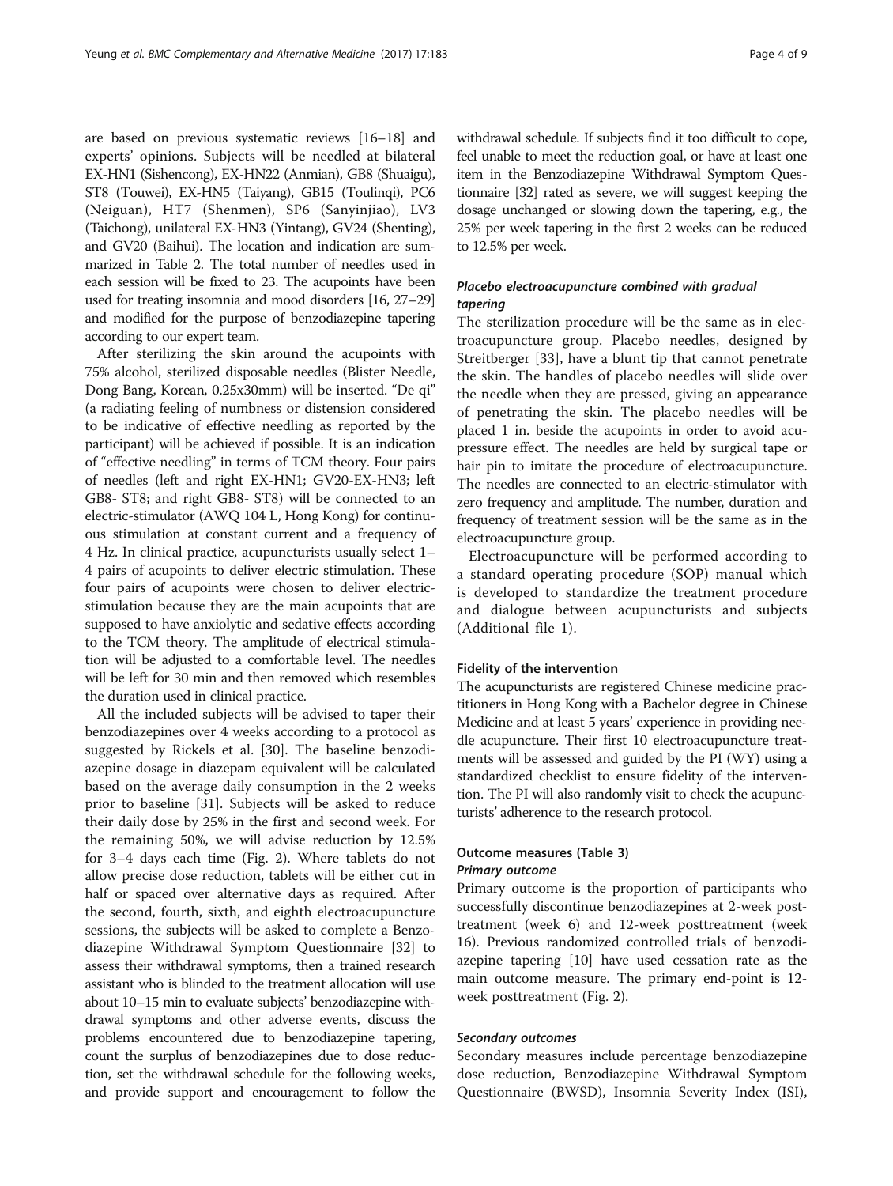are based on previous systematic reviews [16–18] and experts' opinions. Subjects will be needled at bilateral EX-HN1 (Sishencong), EX-HN22 (Anmian), GB8 (Shuaigu), ST8 (Touwei), EX-HN5 (Taiyang), GB15 (Toulinqi), PC6 (Neiguan), HT7 (Shenmen), SP6 (Sanyinjiao), LV3 (Taichong), unilateral EX-HN3 (Yintang), GV24 (Shenting), and GV20 (Baihui). The location and indication are summarized in Table 2. The total number of needles used in each session will be fixed to 23. The acupoints have been used for treating insomnia and mood disorders [16, 27–29] and modified for the purpose of benzodiazepine tapering according to our expert team.

After sterilizing the skin around the acupoints with 75% alcohol, sterilized disposable needles (Blister Needle, Dong Bang, Korean, 0.25x30mm) will be inserted. "De qi" (a radiating feeling of numbness or distension considered to be indicative of effective needling as reported by the participant) will be achieved if possible. It is an indication of "effective needling" in terms of TCM theory. Four pairs of needles (left and right EX-HN1; GV20-EX-HN3; left GB8- ST8; and right GB8- ST8) will be connected to an electric-stimulator (AWQ 104 L, Hong Kong) for continuous stimulation at constant current and a frequency of 4 Hz. In clinical practice, acupuncturists usually select 1–4 pairs of acupoints to deliver electric stimulation. These four pairs of acupoints were chosen to deliver electric-stimulation because they are the main acupoints that are supposed to have anxiolytic and sedative effects according to the TCM theory. The amplitude of electrical stimulation will be adjusted to a comfortable level. The needles will be left for 30 min and then removed which resembles the duration used in clinical practice.

All the included subjects will be advised to taper their benzodiazepines over 4 weeks according to a protocol as suggested by Rickels et al. [30]. The baseline benzodiazepine dosage in diazepam equivalent will be calculated based on the average daily consumption in the 2 weeks prior to baseline [31]. Subjects will be asked to reduce their daily dose by 25% in the first and second week. For the remaining 50%, we will advise reduction by 12.5% for 3–4 days each time (Fig. 2). Where tablets do not allow precise dose reduction, tablets will be either cut in half or spaced over alternative days as required. After the second, fourth, sixth, and eighth electroacupuncture sessions, the subjects will be asked to complete a Benzodiazepine Withdrawal Symptom Questionnaire [32] to assess their withdrawal symptoms, then a trained research assistant who is blinded to the treatment allocation will use about 10–15 min to evaluate subjects' benzodiazepine withdrawal symptoms and other adverse events, discuss the problems encountered due to benzodiazepine tapering, count the surplus of benzodiazepines due to dose reduction, set the withdrawal schedule for the following weeks, and provide support and encouragement to follow the withdrawal schedule. If subjects find it too difficult to cope, feel unable to meet the reduction goal, or have at least one item in the Benzodiazepine Withdrawal Symptom Questionnaire [32] rated as severe, we will suggest keeping the dosage unchanged or slowing down the tapering, e.g., the 25% per week tapering in the first 2 weeks can be reduced to 12.5% per week.

#### *Placebo electroacupuncture combined with gradual tapering*

The sterilization procedure will be the same as in electroacupuncture group. Placebo needles, designed by Streitberger [33], have a blunt tip that cannot penetrate the skin. The handles of placebo needles will slide over the needle when they are pressed, giving an appearance of penetrating the skin. The placebo needles will be placed 1 in. beside the acupoints in order to avoid acupressure effect. The needles are held by surgical tape or hair pin to imitate the procedure of electroacupuncture. The needles are connected to an electric-stimulator with zero frequency and amplitude. The number, duration and frequency of treatment session will be the same as in the electroacupuncture group.

Electroacupuncture will be performed according to a standard operating procedure (SOP) manual which is developed to standardize the treatment procedure and dialogue between acupuncturists and subjects (Additional file 1).

### Fidelity of the intervention

The acupuncturists are registered Chinese medicine practitioners in Hong Kong with a Bachelor degree in Chinese Medicine and at least 5 years' experience in providing needle acupuncture. Their first 10 electroacupuncture treatments will be assessed and guided by the PI (WY) using a standardized checklist to ensure fidelity of the intervention. The PI will also randomly visit to check the acupuncturists' adherence to the research protocol.

### Outcome measures (Table 3)

#### *Primary outcome*

Primary outcome is the proportion of participants who successfully discontinue benzodiazepines at 2-week posttreatment (week 6) and 12-week posttreatment (week 16). Previous randomized controlled trials of benzodiazepine tapering [10] have used cessation rate as the main outcome measure. The primary end-point is 12-week posttreatment (Fig. 2).

#### *Secondary outcomes*

Secondary measures include percentage benzodiazepine dose reduction, Benzodiazepine Withdrawal Symptom Questionnaire (BWSD), Insomnia Severity Index (ISI),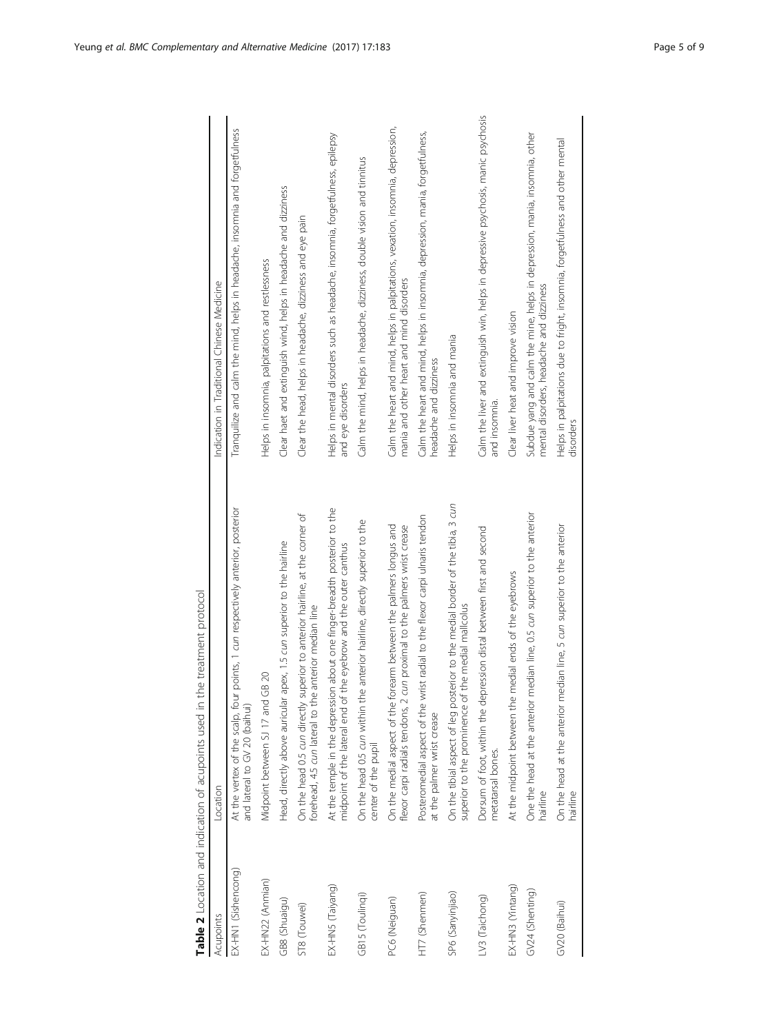**Table 2** Location and indication of acupoints used in the treatment protocol

| Acupoints | Location | Indication in Traditional Chinese Medicine |
|---|---|---|
| EX-HN1 (Sishencong) | At the vertex of the scalp, four points, 1 *cun* respectively anterior, posterior and lateral to GV 20 (baihui) | Tranquilize and calm the mind, helps in headache, insomnia and forgetfulness |
| EX-HN22 (Anmian) | Midpoint between SJ 17 and GB 20 | Helps in insomnia, palpitations and restlessness |
| GB8 (Shuaigu) | Head, directly above auricular apex, 1.5 *cun* superior to the hairline | Clear haet and extinguish wind, helps in headache and dizziness |
| ST8 (Touwei) | On the head 0.5 *cun* directly superior to anterior hairline, at the corner of forehead, 4.5 *cun* lateral to the anterior median line | Clear the head, helps in headache, dizziness and eye pain |
| EX-HN5 (Taiyang) | At the temple in the depression about one finger-breadth posterior to the midpoint of the lateral end of the eyebrow and the outer canthus | Helps in mental disorders such as headache, insomnia, forgetfulness, epilepsy and eye disorders |
| GB15 (Toulinqi) | On the head 0.5 *cun* within the anterior hairline, directly superior to the center of the pupil | Calm the mind, helps in headache, dizziness, double vision and tinnitus |
| PC6 (Neiguan) | On the medial aspect of the forearm between the palmers longus and flexor carpi radials tendons, 2 *cun* proximal to the palmers wrist crease | Calm the heart and mind, helps in palpitations, vexation, insomnia, depression, mania and other heart and mind disorders |
| HT7 (Shenmen) | Posteromedial aspect of the wrist radial to the flexor carpi ulnaris tendon at the palmer wrist crease | Calm the heart and mind, helps in insomnia, depression, mania, forgetfulness, headache and dizziness |
| SP6 (Sanyinjiao) | On the tibial aspect of leg posterior to the medial border of the tibia, 3 *cun* superior to the prominence of the medial malleolus | Helps in insomnia and mania |
| LV3 (Taichong) | Dorsum of foot, within the depression distal between first and second metatarsal bones. | Calm the liver and extinguish win, helps in depressive psychosis, manic psychosis and insomnia. |
| EX-HN3 (Yintang) | At the midpoint between the medial ends of the eyebrows | Clear liver heat and improve vision |
| GV24 (Shenting) | One the head at the anterior median line, 0.5 *cun* superior to the anterior hairline | Subdue yang and calm the mine, helps in depression, mania, insomnia, other mental disorders, headache and dizziness |
| GV20 (Baihui) | On the head at the anterior median line, 5 *cun* superior to the anterior hairline | Helps in palpitations due to fright, insomnia, forgetfulness and other mental disorders |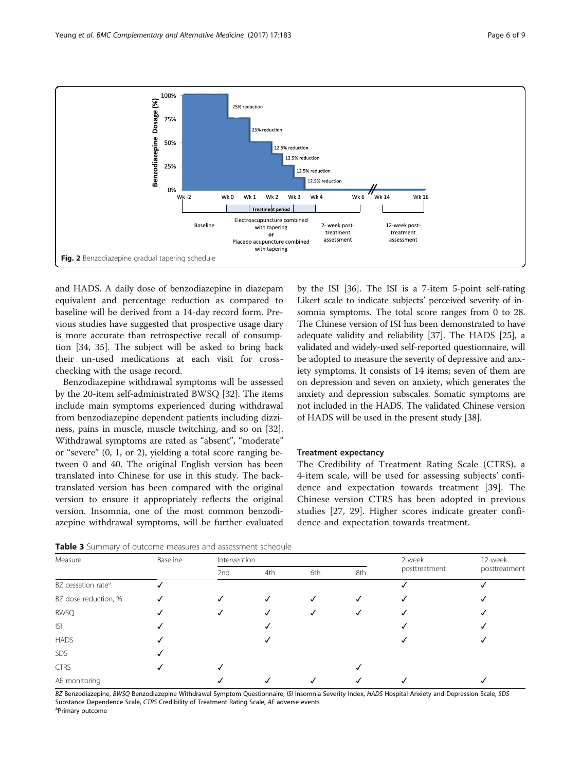Fig. 2 Benzodiazepine gradual tapering schedule

and HADS. A daily dose of benzodiazepine in diazepam equivalent and percentage reduction as compared to baseline will be derived from a 14-day record form. Previous studies have suggested that prospective usage diary is more accurate than retrospective recall of consumption [34, 35]. The subject will be asked to bring back their un-used medications at each visit for cross-checking with the usage record.

Benzodiazepine withdrawal symptoms will be assessed by the 20-item self-administrated BWSQ [32]. The items include main symptoms experienced during withdrawal from benzodiazepine dependent patients including dizziness, pains in muscle, muscle twitching, and so on [32]. Withdrawal symptoms are rated as "absent", "moderate" or "severe" (0, 1, or 2), yielding a total score ranging between 0 and 40. The original English version has been translated into Chinese for use in this study. The back-translated version has been compared with the original version to ensure it appropriately reflects the original version. Insomnia, one of the most common benzodiazepine withdrawal symptoms, will be further evaluated by the ISI [36]. The ISI is a 7-item 5-point self-rating Likert scale to indicate subjects' perceived severity of insomnia symptoms. The total score ranges from 0 to 28. The Chinese version of ISI has been demonstrated to have adequate validity and reliability [37]. The HADS [25], a validated and widely-used self-reported questionnaire, will be adopted to measure the severity of depressive and anxiety symptoms. It consists of 14 items; seven of them are on depression and seven on anxiety, which generates the anxiety and depression subscales. Somatic symptoms are not included in the HADS. The validated Chinese version of HADS will be used in the present study [38].

### Treatment expectancy

The Credibility of Treatment Rating Scale (CTRS), a 4-item scale, will be used for assessing subjects' confidence and expectation towards treatment [39]. The Chinese version CTRS has been adopted in previous studies [27, 29]. Higher scores indicate greater confidence and expectation towards treatment.

**Table 3** Summary of outcome measures and assessment schedule

| Measure | Baseline | Intervention | | | | 2-week posttreatment | 12-week posttreatment |
|---|---|---|---|---|---|---|---|
| | | 2nd | 4th | 6th | 8th | | |
| BZ cessation rate[a] | ✓ | | | | | ✓ | ✓ |
| BZ dose reduction, % | ✓ | ✓ | ✓ | ✓ | ✓ | ✓ | ✓ |
| BWSQ | ✓ | ✓ | ✓ | ✓ | ✓ | ✓ | ✓ |
| ISI | ✓ | | ✓ | | | ✓ | ✓ |
| HADS | ✓ | | ✓ | | | ✓ | ✓ |
| SDS | ✓ | | | | | | |
| CTRS | ✓ | ✓ | | | ✓ | | |
| AE monitoring | | ✓ | ✓ | ✓ | ✓ | ✓ | ✓ |

*BZ* Benzodiazepine, *BWSQ* Benzodiazepine Withdrawal Symptom Questionnaire, *ISI* Insomnia Severity Index, *HADS* Hospital Anxiety and Depression Scale, *SDS* Substance Dependence Scale, *CTRS* Credibility of Treatment Rating Scale, *AE* adverse events

[a]Primary outcome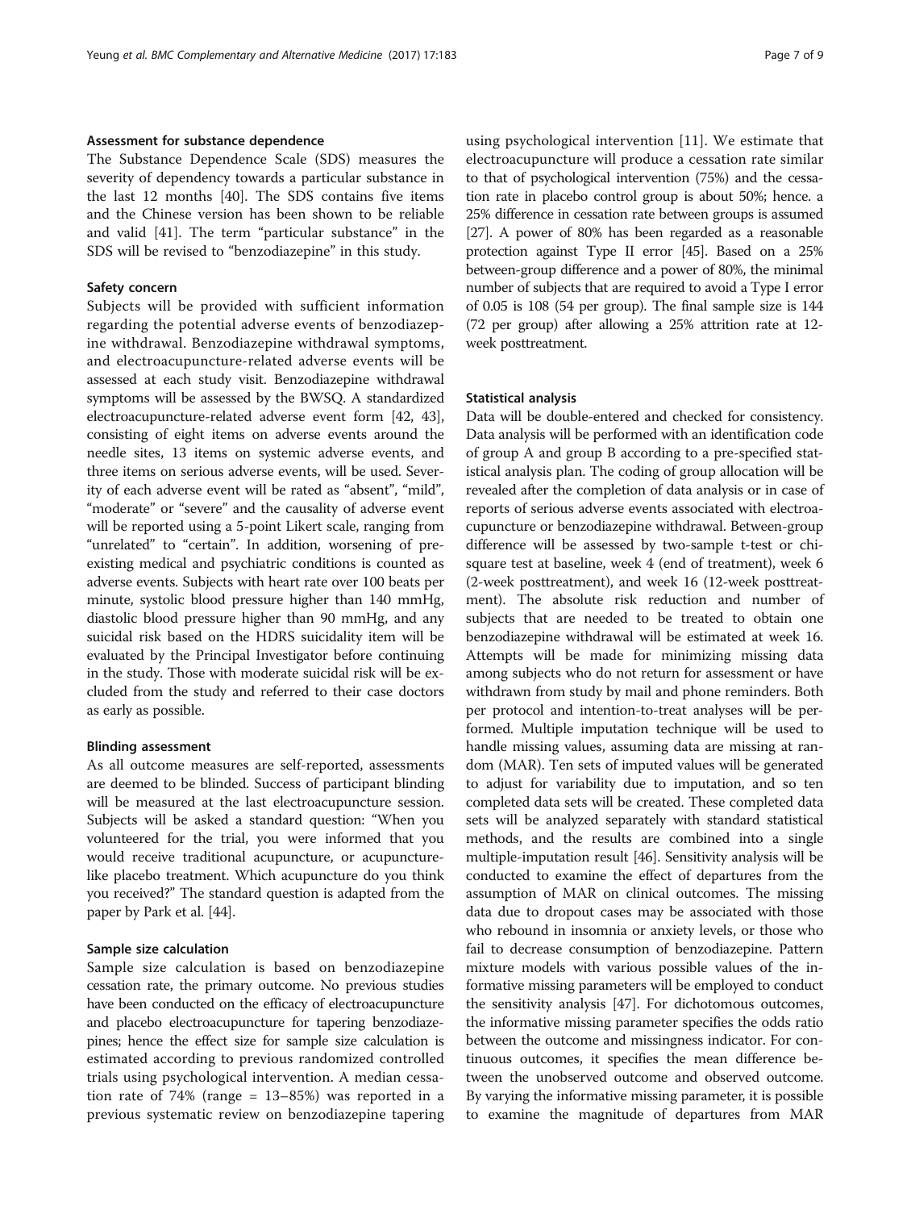### Assessment for substance dependence

The Substance Dependence Scale (SDS) measures the severity of dependency towards a particular substance in the last 12 months [40]. The SDS contains five items and the Chinese version has been shown to be reliable and valid [41]. The term "particular substance" in the SDS will be revised to "benzodiazepine" in this study.

### Safety concern

Subjects will be provided with sufficient information regarding the potential adverse events of benzodiazepine withdrawal. Benzodiazepine withdrawal symptoms, and electroacupuncture-related adverse events will be assessed at each study visit. Benzodiazepine withdrawal symptoms will be assessed by the BWSQ. A standardized electroacupuncture-related adverse event form [42, 43], consisting of eight items on adverse events around the needle sites, 13 items on systemic adverse events, and three items on serious adverse events, will be used. Severity of each adverse event will be rated as "absent", "mild", "moderate" or "severe" and the causality of adverse event will be reported using a 5-point Likert scale, ranging from "unrelated" to "certain". In addition, worsening of preexisting medical and psychiatric conditions is counted as adverse events. Subjects with heart rate over 100 beats per minute, systolic blood pressure higher than 140 mmHg, diastolic blood pressure higher than 90 mmHg, and any suicidal risk based on the HDRS suicidality item will be evaluated by the Principal Investigator before continuing in the study. Those with moderate suicidal risk will be excluded from the study and referred to their case doctors as early as possible.

### Blinding assessment

As all outcome measures are self-reported, assessments are deemed to be blinded. Success of participant blinding will be measured at the last electroacupuncture session. Subjects will be asked a standard question: "When you volunteered for the trial, you were informed that you would receive traditional acupuncture, or acupuncture-like placebo treatment. Which acupuncture do you think you received?" The standard question is adapted from the paper by Park et al. [44].

### Sample size calculation

Sample size calculation is based on benzodiazepine cessation rate, the primary outcome. No previous studies have been conducted on the efficacy of electroacupuncture and placebo electroacupuncture for tapering benzodiazepines; hence the effect size for sample size calculation is estimated according to previous randomized controlled trials using psychological intervention. A median cessation rate of 74% (range = 13–85%) was reported in a previous systematic review on benzodiazepine tapering using psychological intervention [11]. We estimate that electroacupuncture will produce a cessation rate similar to that of psychological intervention (75%) and the cessation rate in placebo control group is about 50%; hence. a 25% difference in cessation rate between groups is assumed [27]. A power of 80% has been regarded as a reasonable protection against Type II error [45]. Based on a 25% between-group difference and a power of 80%, the minimal number of subjects that are required to avoid a Type I error of 0.05 is 108 (54 per group). The final sample size is 144 (72 per group) after allowing a 25% attrition rate at 12-week posttreatment.

### Statistical analysis

Data will be double-entered and checked for consistency. Data analysis will be performed with an identification code of group A and group B according to a pre-specified statistical analysis plan. The coding of group allocation will be revealed after the completion of data analysis or in case of reports of serious adverse events associated with electroacupuncture or benzodiazepine withdrawal. Between-group difference will be assessed by two-sample t-test or chi-square test at baseline, week 4 (end of treatment), week 6 (2-week posttreatment), and week 16 (12-week posttreatment). The absolute risk reduction and number of subjects that are needed to be treated to obtain one benzodiazepine withdrawal will be estimated at week 16. Attempts will be made for minimizing missing data among subjects who do not return for assessment or have withdrawn from study by mail and phone reminders. Both per protocol and intention-to-treat analyses will be performed. Multiple imputation technique will be used to handle missing values, assuming data are missing at random (MAR). Ten sets of imputed values will be generated to adjust for variability due to imputation, and so ten completed data sets will be created. These completed data sets will be analyzed separately with standard statistical methods, and the results are combined into a single multiple-imputation result [46]. Sensitivity analysis will be conducted to examine the effect of departures from the assumption of MAR on clinical outcomes. The missing data due to dropout cases may be associated with those who rebound in insomnia or anxiety levels, or those who fail to decrease consumption of benzodiazepine. Pattern mixture models with various possible values of the informative missing parameters will be employed to conduct the sensitivity analysis [47]. For dichotomous outcomes, the informative missing parameter specifies the odds ratio between the outcome and missingness indicator. For continuous outcomes, it specifies the mean difference between the unobserved outcome and observed outcome. By varying the informative missing parameter, it is possible to examine the magnitude of departures from MAR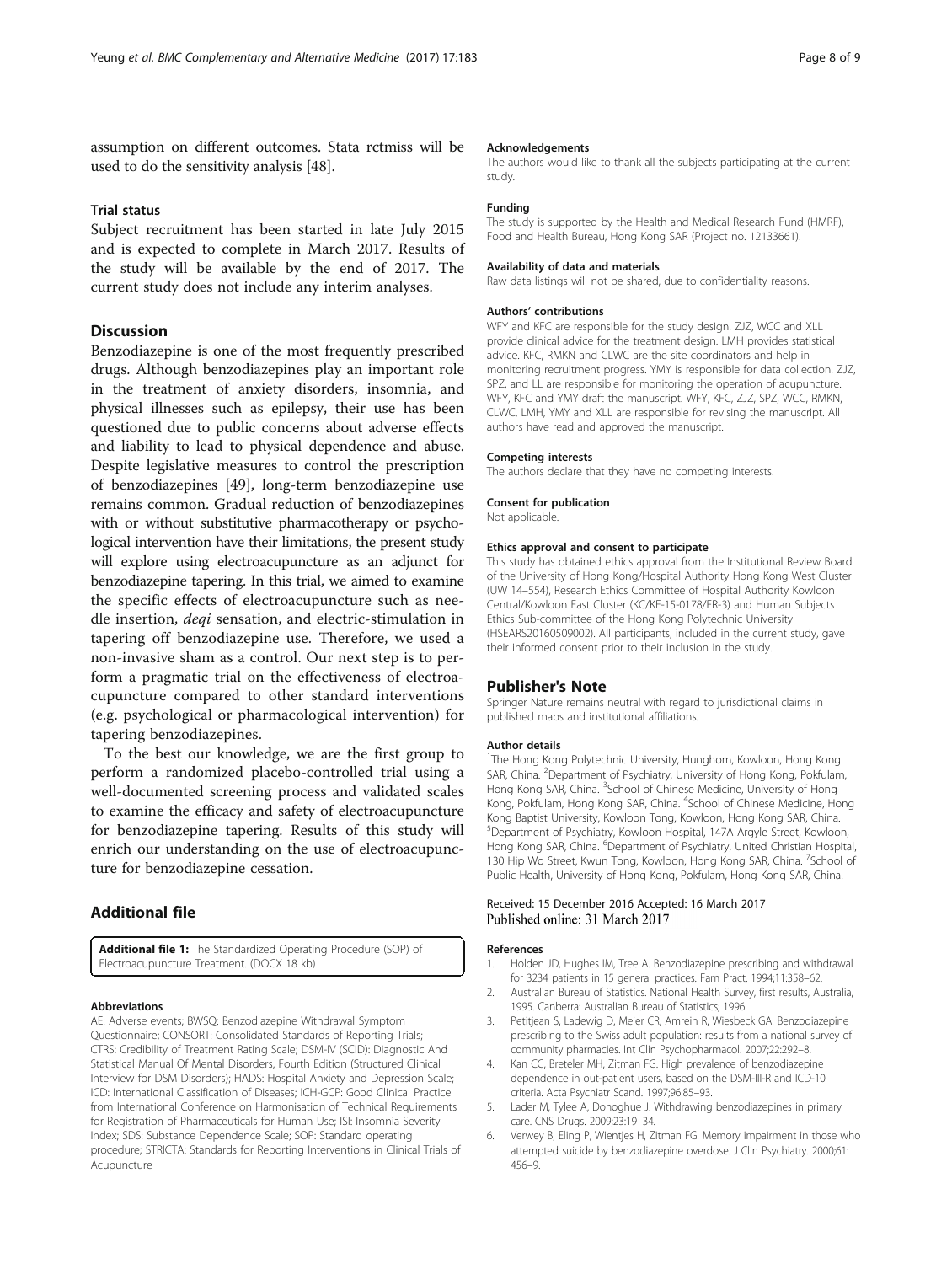assumption on different outcomes. Stata rctmiss will be used to do the sensitivity analysis [48].

### Trial status

Subject recruitment has been started in late July 2015 and is expected to complete in March 2017. Results of the study will be available by the end of 2017. The current study does not include any interim analyses.

## Discussion

Benzodiazepine is one of the most frequently prescribed drugs. Although benzodiazepines play an important role in the treatment of anxiety disorders, insomnia, and physical illnesses such as epilepsy, their use has been questioned due to public concerns about adverse effects and liability to lead to physical dependence and abuse. Despite legislative measures to control the prescription of benzodiazepines [49], long-term benzodiazepine use remains common. Gradual reduction of benzodiazepines with or without substitutive pharmacotherapy or psychological intervention have their limitations, the present study will explore using electroacupuncture as an adjunct for benzodiazepine tapering. In this trial, we aimed to examine the specific effects of electroacupuncture such as needle insertion, *deqi* sensation, and electric-stimulation in tapering off benzodiazepine use. Therefore, we used a non-invasive sham as a control. Our next step is to perform a pragmatic trial on the effectiveness of electroacupuncture compared to other standard interventions (e.g. psychological or pharmacological intervention) for tapering benzodiazepines.

To the best our knowledge, we are the first group to perform a randomized placebo-controlled trial using a well-documented screening process and validated scales to examine the efficacy and safety of electroacupuncture for benzodiazepine tapering. Results of this study will enrich our understanding on the use of electroacupuncture for benzodiazepine cessation.

## Additional file

**Additional file 1:** The Standardized Operating Procedure (SOP) of Electroacupuncture Treatment. (DOCX 18 kb)

#### Abbreviations

AE: Adverse events; BWSQ: Benzodiazepine Withdrawal Symptom Questionnaire; CONSORT: Consolidated Standards of Reporting Trials; CTRS: Credibility of Treatment Rating Scale; DSM-IV (SCID): Diagnostic And Statistical Manual Of Mental Disorders, Fourth Edition (Structured Clinical Interview for DSM Disorders); HADS: Hospital Anxiety and Depression Scale; ICD: International Classification of Diseases; ICH-GCP: Good Clinical Practice from International Conference on Harmonisation of Technical Requirements for Registration of Pharmaceuticals for Human Use; ISI: Insomnia Severity Index; SDS: Substance Dependence Scale; SOP: Standard operating procedure; STRICTA: Standards for Reporting Interventions in Clinical Trials of Acupuncture

#### Acknowledgements

The authors would like to thank all the subjects participating at the current study.

#### Funding

The study is supported by the Health and Medical Research Fund (HMRF), Food and Health Bureau, Hong Kong SAR (Project no. 12133661).

#### Availability of data and materials

Raw data listings will not be shared, due to confidentiality reasons.

#### Authors' contributions

WFY and KFC are responsible for the study design. ZJZ, WCC and XLL provide clinical advice for the treatment design. LMH provides statistical advice. KFC, RMKN and CLWC are the site coordinators and help in monitoring recruitment progress. YMY is responsible for data collection. ZJZ, SPZ, and LL are responsible for monitoring the operation of acupuncture. WFY, KFC and YMY draft the manuscript. WFY, KFC, ZJZ, SPZ, WCC, RMKN, CLWC, LMH, YMY and XLL are responsible for revising the manuscript. All authors have read and approved the manuscript.

#### Competing interests

The authors declare that they have no competing interests.

#### Consent for publication

Not applicable.

#### Ethics approval and consent to participate

This study has obtained ethics approval from the Institutional Review Board of the University of Hong Kong/Hospital Authority Hong Kong West Cluster (UW 14–554), Research Ethics Committee of Hospital Authority Kowloon Central/Kowloon East Cluster (KC/KE-15-0178/FR-3) and Human Subjects Ethics Sub-committee of the Hong Kong Polytechnic University (HSEARS20160509002). All participants, included in the current study, gave their informed consent prior to their inclusion in the study.

## Publisher's Note

Springer Nature remains neutral with regard to jurisdictional claims in published maps and institutional affiliations.

#### Author details

[1]The Hong Kong Polytechnic University, Hunghom, Kowloon, Hong Kong SAR, China. [2]Department of Psychiatry, University of Hong Kong, Pokfulam, Hong Kong SAR, China. [3]School of Chinese Medicine, University of Hong Kong, Pokfulam, Hong Kong SAR, China. [4]School of Chinese Medicine, Hong Kong Baptist University, Kowloon Tong, Kowloon, Hong Kong SAR, China. [5]Department of Psychiatry, Kowloon Hospital, 147A Argyle Street, Kowloon, Hong Kong SAR, China. [6]Department of Psychiatry, United Christian Hospital, 130 Hip Wo Street, Kwun Tong, Kowloon, Hong Kong SAR, China. [7]School of Public Health, University of Hong Kong, Pokfulam, Hong Kong SAR, China.

Received: 15 December 2016 Accepted: 16 March 2017
Published online: 31 March 2017

#### References

1. Holden JD, Hughes IM, Tree A. Benzodiazepine prescribing and withdrawal for 3234 patients in 15 general practices. Fam Pract. 1994;11:358–62.
2. Australian Bureau of Statistics. National Health Survey, first results, Australia, 1995. Canberra: Australian Bureau of Statistics; 1996.
3. Petitjean S, Ladewig D, Meier CR, Amrein R, Wiesbeck GA. Benzodiazepine prescribing to the Swiss adult population: results from a national survey of community pharmacies. Int Clin Psychopharmacol. 2007;22:292–8.
4. Kan CC, Breteler MH, Zitman FG. High prevalence of benzodiazepine dependence in out-patient users, based on the DSM-III-R and ICD-10 criteria. Acta Psychiatr Scand. 1997;96:85–93.
5. Lader M, Tylee A, Donoghue J. Withdrawing benzodiazepines in primary care. CNS Drugs. 2009;23:19–34.
6. Verwey B, Eling P, Wientjes H, Zitman FG. Memory impairment in those who attempted suicide by benzodiazepine overdose. J Clin Psychiatry. 2000;61:456–9.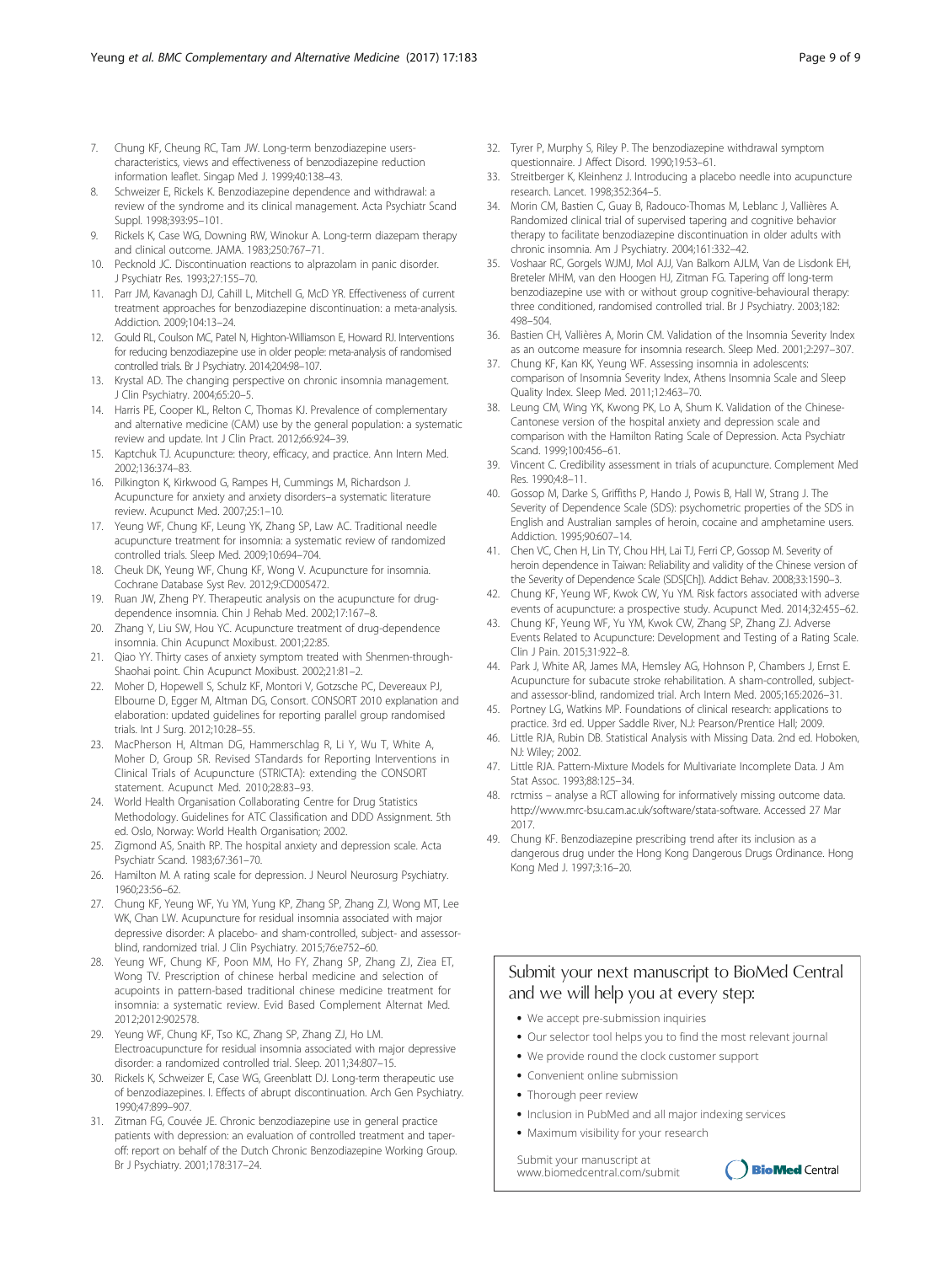7. Chung KF, Cheung RC, Tam JW. Long-term benzodiazepine users-characteristics, views and effectiveness of benzodiazepine reduction information leaflet. Singap Med J. 1999;40:138–43.
8. Schweizer E, Rickels K. Benzodiazepine dependence and withdrawal: a review of the syndrome and its clinical management. Acta Psychiatr Scand Suppl. 1998;393:95–101.
9. Rickels K, Case WG, Downing RW, Winokur A. Long-term diazepam therapy and clinical outcome. JAMA. 1983;250:767–71.
10. Pecknold JC. Discontinuation reactions to alprazolam in panic disorder. J Psychiatr Res. 1993;27:155–70.
11. Parr JM, Kavanagh DJ, Cahill L, Mitchell G, McD YR. Effectiveness of current treatment approaches for benzodiazepine discontinuation: a meta-analysis. Addiction. 2009;104:13–24.
12. Gould RL, Coulson MC, Patel N, Highton-Williamson E, Howard RJ. Interventions for reducing benzodiazepine use in older people: meta-analysis of randomised controlled trials. Br J Psychiatry. 2014;204:98–107.
13. Krystal AD. The changing perspective on chronic insomnia management. J Clin Psychiatry. 2004;65:20–5.
14. Harris PE, Cooper KL, Relton C, Thomas KJ. Prevalence of complementary and alternative medicine (CAM) use by the general population: a systematic review and update. Int J Clin Pract. 2012;66:924–39.
15. Kaptchuk TJ. Acupuncture: theory, efficacy, and practice. Ann Intern Med. 2002;136:374–83.
16. Pilkington K, Kirkwood G, Rampes H, Cummings M, Richardson J. Acupuncture for anxiety and anxiety disorders–a systematic literature review. Acupunct Med. 2007;25:1–10.
17. Yeung WF, Chung KF, Leung YK, Zhang SP, Law AC. Traditional needle acupuncture treatment for insomnia: a systematic review of randomized controlled trials. Sleep Med. 2009;10:694–704.
18. Cheuk DK, Yeung WF, Chung KF, Wong V. Acupuncture for insomnia. Cochrane Database Syst Rev. 2012;9:CD005472.
19. Ruan JW, Zheng PY. Therapeutic analysis on the acupuncture for drug-dependence insomnia. Chin J Rehab Med. 2002;17:167–8.
20. Zhang Y, Liu SW, Hou YC. Acupuncture treatment of drug-dependence insomnia. Chin Acupunct Moxibust. 2001;22:85.
21. Qiao YY. Thirty cases of anxiety symptom treated with Shenmen-through-Shaohai point. Chin Acupunct Moxibust. 2002;21:81–2.
22. Moher D, Hopewell S, Schulz KF, Montori V, Gotzsche PC, Devereaux PJ, Elbourne D, Egger M, Altman DG, Consort. CONSORT 2010 explanation and elaboration: updated guidelines for reporting parallel group randomised trials. Int J Surg. 2012;10:28–55.
23. MacPherson H, Altman DG, Hammerschlag R, Li Y, Wu T, White A, Moher D, Group SR. Revised STandards for Reporting Interventions in Clinical Trials of Acupuncture (STRICTA): extending the CONSORT statement. Acupunct Med. 2010;28:83–93.
24. World Health Organisation Collaborating Centre for Drug Statistics Methodology. Guidelines for ATC Classification and DDD Assignment. 5th ed. Oslo, Norway: World Health Organisation; 2002.
25. Zigmond AS, Snaith RP. The hospital anxiety and depression scale. Acta Psychiatr Scand. 1983;67:361–70.
26. Hamilton M. A rating scale for depression. J Neurol Neurosurg Psychiatry. 1960;23:56–62.
27. Chung KF, Yeung WF, Yu YM, Yung KP, Zhang SP, Zhang ZJ, Wong MT, Lee WK, Chan LW. Acupuncture for residual insomnia associated with major depressive disorder: A placebo- and sham-controlled, subject- and assessor-blind, randomized trial. J Clin Psychiatry. 2015;76:e752–60.
28. Yeung WF, Chung KF, Poon MM, Ho FY, Zhang SP, Zhang ZJ, Ziea ET, Wong TV. Prescription of chinese herbal medicine and selection of acupoints in pattern-based traditional chinese medicine treatment for insomnia: a systematic review. Evid Based Complement Alternat Med. 2012;2012:902578.
29. Yeung WF, Chung KF, Tso KC, Zhang SP, Zhang ZJ, Ho LM. Electroacupuncture for residual insomnia associated with major depressive disorder: a randomized controlled trial. Sleep. 2011;34:807–15.
30. Rickels K, Schweizer E, Case WG, Greenblatt DJ. Long-term therapeutic use of benzodiazepines. I. Effects of abrupt discontinuation. Arch Gen Psychiatry. 1990;47:899–907.
31. Zitman FG, Couvée JE. Chronic benzodiazepine use in general practice patients with depression: an evaluation of controlled treatment and taper-off: report on behalf of the Dutch Chronic Benzodiazepine Working Group. Br J Psychiatry. 2001;178:317–24.
32. Tyrer P, Murphy S, Riley P. The benzodiazepine withdrawal symptom questionnaire. J Affect Disord. 1990;19:53–61.
33. Streitberger K, Kleinhenz J. Introducing a placebo needle into acupuncture research. Lancet. 1998;352:364–5.
34. Morin CM, Bastien C, Guay B, Radouco-Thomas M, Leblanc J, Vallières A. Randomized clinical trial of supervised tapering and cognitive behavior therapy to facilitate benzodiazepine discontinuation in older adults with chronic insomnia. Am J Psychiatry. 2004;161:332–42.
35. Voshaar RC, Gorgels WJMJ, Mol AJJ, Van Balkom AJLM, Van de Lisdonk EH, Breteler MHM, van den Hoogen HJ, Zitman FG. Tapering off long-term benzodiazepine use with or without group cognitive-behavioural therapy: three conditioned, randomised controlled trial. Br J Psychiatry. 2003;182:498–504.
36. Bastien CH, Vallières A, Morin CM. Validation of the Insomnia Severity Index as an outcome measure for insomnia research. Sleep Med. 2001;2:297–307.
37. Chung KF, Kan KK, Yeung WF. Assessing insomnia in adolescents: comparison of Insomnia Severity Index, Athens Insomnia Scale and Sleep Quality Index. Sleep Med. 2011;12:463–70.
38. Leung CM, Wing YK, Kwong PK, Lo A, Shum K. Validation of the Chinese-Cantonese version of the hospital anxiety and depression scale and comparison with the Hamilton Rating Scale of Depression. Acta Psychiatr Scand. 1999;100:456–61.
39. Vincent C. Credibility assessment in trials of acupuncture. Complement Med Res. 1990;4:8–11.
40. Gossop M, Darke S, Griffiths P, Hando J, Powis B, Hall W, Strang J. The Severity of Dependence Scale (SDS): psychometric properties of the SDS in English and Australian samples of heroin, cocaine and amphetamine users. Addiction. 1995;90:607–14.
41. Chen VC, Chen H, Lin TY, Chou HH, Lai TJ, Ferri CP, Gossop M. Severity of heroin dependence in Taiwan: Reliability and validity of the Chinese version of the Severity of Dependence Scale (SDS[Ch]). Addict Behav. 2008;33:1590–3.
42. Chung KF, Yeung WF, Kwok CW, Yu YM. Risk factors associated with adverse events of acupuncture: a prospective study. Acupunct Med. 2014;32:455–62.
43. Chung KF, Yeung WF, Yu YM, Kwok CW, Zhang SP, Zhang ZJ. Adverse Events Related to Acupuncture: Development and Testing of a Rating Scale. Clin J Pain. 2015;31:922–8.
44. Park J, White AR, James MA, Hemsley AG, Hohnson P, Chambers J, Ernst E. Acupuncture for subacute stroke rehabilitation. A sham-controlled, subject- and assessor-blind, randomized trial. Arch Intern Med. 2005;165:2026–31.
45. Portney LG, Watkins MP. Foundations of clinical research: applications to practice. 3rd ed. Upper Saddle River, N.J: Pearson/Prentice Hall; 2009.
46. Little RJA, Rubin DB. Statistical Analysis with Missing Data. 2nd ed. Hoboken, NJ: Wiley; 2002.
47. Little RJA. Pattern-Mixture Models for Multivariate Incomplete Data. J Am Stat Assoc. 1993;88:125–34.
48. rctmiss – analyse a RCT allowing for informatively missing outcome data. http://www.mrc-bsu.cam.ac.uk/software/stata-software. Accessed 27 Mar 2017.
49. Chung KF. Benzodiazepine prescribing trend after its inclusion as a dangerous drug under the Hong Kong Dangerous Drugs Ordinance. Hong Kong Med J. 1997;3:16–20.

Submit your next manuscript to BioMed Central and we will help you at every step:

- We accept pre-submission inquiries
- Our selector tool helps you to find the most relevant journal
- We provide round the clock customer support
- Convenient online submission
- Thorough peer review
- Inclusion in PubMed and all major indexing services
- Maximum visibility for your research

Submit your manuscript at www.biomedcentral.com/submit

BioMed Central